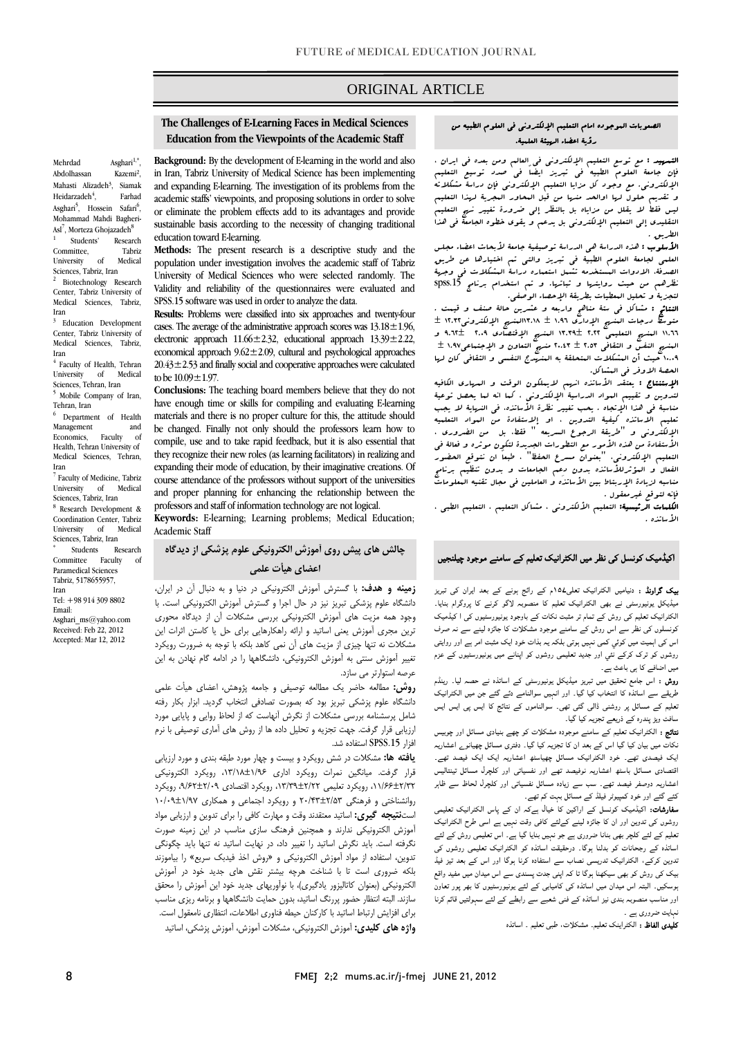# ORIGINAL ARTICLE

## The Challenges of E-Learning Faces in Medical Sciences Education from the Viewpoints of the Academic Staff

Mehrdad Asghari[1,*], Abdolhassan Kazemi[2], Mahasti Alizadeh[3], Siamak Heidarzadeh[4], Farhad Asghari[5], Hossein Safari[6], Mohammad Mahdi Bagheri-Asl[7], Morteza Ghojazadeh[8]

[1] Students' Research Committee, Tabriz University of Medical Sciences, Tabriz, Iran
[2] Biotechnology Research Center, Tabriz University of Medical Sciences, Tabriz, Iran
[3] Education Development Center, Tabriz University of Medical Sciences, Tabriz, Iran
[4] Faculty of Health, Tehran University of Medical Sciences, Tehran, Iran
[5] Mobile Company of Iran, Tehran, Iran
[6] Department of Health Management and Economics, Faculty of Health, Tehran University of Medical Sciences, Tehran, Iran
[7] Faculty of Medicine, Tabriz University of Medical Sciences, Tabriz, Iran
[8] Research Development & Coordination Center, Tabriz University of Medical Sciences, Tabriz, Iran

\* Students Research Committee Faculty of Paramedical Sciences Tabriz, 5178655957, Iran
Tel: +98 914 309 8802
Email: Asghari_ms@yahoo.com
Received: Feb 22, 2012
Accepted: Mar 12, 2012

**Background:** By the development of E-learning in the world and also in Iran, Tabriz University of Medical Science has been implementing and expanding E-learning. The investigation of its problems from the academic staffs' viewpoints, and proposing solutions in order to solve or eliminate the problem effects add to its advantages and provide sustainable basis according to the necessity of changing traditional education toward E-learning.

**Methods:** The present research is a descriptive study and the population under investigation involves the academic staff of Tabriz University of Medical Sciences who were selected randomly. The Validity and reliability of the questionnaires were evaluated and SPSS.15 software was used in order to analyze the data.

**Results:** Problems were classified into six approaches and twenty-four cases. The average of the administrative approach scores was 13.18±1.96, electronic approach 11.66±2.32, educational approach 13.39±2.22, economical approach 9.62±2.09, cultural and psychological approaches 20.43±2.53 and finally social and cooperative approaches were calculated to be 10.09±1.97.

**Conclusions:** The teaching board members believe that they do not have enough time or skills for compiling and evaluating E-learning materials and there is no proper culture for this, the attitude should be changed. Finally not only should the professors learn how to compile, use and to take rapid feedback, but it is also essential that they recognize their new roles (as learning facilitators) in realizing and expanding their mode of education, by their imaginative creations. Of course attendance of the professors without support of the universities and proper planning for enhancing the relationship between the professors and staff of information technology are not logical.

**Keywords:** E-learning; Learning problems; Medical Education; Academic Staff

## الصعوبات الموجوده امام التعليم الإلكترونى فى العلوم الطبيه من رؤية اعضاء الهيئة العلمية.

**التمهيد :** مع توسع التعليم الإلكترونى فى العالم ومن بعده فى ايران ، فإن جامعة العلوم الطبيه فى تبريز ايضا فى صدد توسيع التعليم الإلكترونى. مع وجود كل مزايا التعليم الإلكترونى فإن دراسة مشكلاته و تقديم حلول لها اوالحد منها من قبل المحاور الجبرية لهذا التعليم ليس فقط لا يقلل من مزاياه بل بالنظر إلى ضرورة تغيير نهج التعليم التقليدى إلى التعليم الإلكترونى بل يدعم و يقوى خطوه الجامعة فى هذا الطريق .

**الأسلوب :** هذه الدراسة هى الدراسة توصيفية جامعة لأبحاث اعضاء مجلس العلمى لجامعة العلوم الطبية فى تبريز والتى تم اختيارها عن طريق الصدفة. الادوات المستخدمه تشمل استماره دراسة المشكلات فى وجهة نظرهم من حيث روايتها و ثباتها. و تم استخدام برنامج spss.15 لتجزية و تحليل المعطيات بطريقة الإحصاء الوصفى.

**النتائج :** مشاكل فى ستة مناهج واربعه و عشرين حالة صنف و قيمت . متوسط درجات المنهج الإدارى ١.٩٦ ± ١٣.١٨ المنهج الإلكترونى ١٣.٣٢ ± ١١.٦٦ المنهج التعليمى ٢.٢٢ ± ١٣.٣٩ المنهج الإقتصادى ٢.٠٩ ± ٩.٦٢ و المنهج النفس و الثقافى ٢.٥٣ ± ٢٠.٤٣ منهج التعاون و الإجتماعى ١.٩٧ ± ١٠.٠٩ حيث أن المشكلات المتعلقة به المنهج النفسى و الثقافى كان لها الحصة الاوفر فى المشاكل.

**الإستنتاج :** يعتقد الأساتذه انهم لايملكون الوقت و المهارى الكافيه لتدوين و تقييم المواد الدراسية الإلكترونى ، كما انه لما يحصل توعية مناسبة فى هذا الإتجاه . يجب تغيير نظرة الأساتذه. فى النهاية لا يجب تعليم الاساتذه كيفية التدوين ، او الإستفادة من المواد التعليمية الإلكترونى و "طريقة الرجوع السريعه " فقط. بل من الضرورى ، الأستفادة من هذه الأمور مع التطورات الجديدة لتكون موثره و فعالة فى التعليم الإلكترونى. "بعنوان مسرع الحفظ" . طبعا ان تتوقع الحضور الفعال و المؤثرللأساتذه بدون دعم الجامعات و بدون تنظيم برنامج مناسبه لزيادة الإرتباط بين الأساتذه و العاملين فى مجال تقنيه المعلومات فإنه لتوقع غيرمعقول .

**الكلمات الرئيسية:** التعليم الألكترونى ، مشاكل التعليم ، التعليم الطبى ، الأساتذه .

## چالش های پیش روی آموزش الکترونیکی علوم پزشکی از دیدگاه اعضای هیأت علمی

**زمینه و هدف:** با گسترش آموزش الکترونیکی در دنیا و به دنبال آن در ایران، دانشگاه علوم پزشکی تبریز نیز در حال اجرا و گسترش آموزش الکترونیکی است. با وجود همه مزیت های آموزش الکترونیکی بررسی مشکلات آن از دیدگاه محوری ترین مجری آموزش یعنی اساتید و ارائه راهکارهایی برای حل یا کاستن اثرات این مشکلات نه تنها چیزی از مزیت های آن نمی کاهد بلکه با توجه به ضرورت رویکرد تغییر آموزش سنتی به آموزش الکترونیکی، دانشگاهها را در ادامه گام نهادن به این عرصه استوارتر می سازد.

**روش:** مطالعه حاضر یک مطالعه توصیفی و جامعه پژوهش، اعضای هیأت علمی دانشگاه علوم پزشکی تبریز بود که بصورت تصادفی انتخاب گردید. ابزار بکار رفته شامل پرسشنامه بررسی مشکلات از نگرش آنهاست که از لحاظ روایی و پایایی مورد ارزیابی قرار گرفت. جهت تجزیه و تحلیل داده ها از روش های آماری توصیفی با نرم افزار SPSS.15 استفاده شد.

**یافته ها:** مشکلات در شش رویکرد و بیست و چهار مورد طبقه بندی و مورد ارزیابی قرار گرفت. میانگین نمرات رویکرد اداری ۱۳/۱۸±۱/۹۶، رویکرد الکترونیکی ۱۱/۶۶±۲/۳۲، رویکرد تعلیمی ۱۳/۳۹±۲/۲۲، رویکرد اقتصادی ۹/۶۲±۲/۰۹، رویکرد روانشناختی و فرهنگی ۲۰/۴۳±۲/۵۳ و رویکرد اجتماعی و همکاری ۱۰/۰۹±۱/۹۷ است.

**نتیجه گیری:** اساتید معتقدند وقت و مهارت کافی را برای تدوین و ارزیابی مواد آموزش الکترونیکی ندارند و همچنین فرهنگ سازی مناسب در این زمینه صورت نگرفته است. باید نگرش اساتید را تغییر داد، در نهایت اساتید نه تنها باید چگونگی تدوین، استفاده از مواد آموزش الکترونیکی و «روش اخذ فیدبک سریع» را بیاموزند بلکه ضروری است تا با شناخت هرچه بیشتر نقش های جدید خود در آموزش الکترونیکی (بعنوان کاتالیزور یادگیری)، با نوآوریهای جدید خود این آموزش را محقق سازند. البته انتظار حضور پررنگ اساتید، بدون حمایت دانشگاهها و برنامه ریزی مناسب برای افزایش ارتباط اساتید با کارکنان حیطه فناوری اطلاعات، انتظاری نامعقول است.

**واژه های کلیدی:** آموزش الکترونیکی، مشکلات آموزش، آموزش پزشکی، اساتید

## اکیڈمیک کونسل کی نظر میں الکٹرانیک تعلیم کے سامنے موجود چیلنجیں

**بیک گراونڈ :** دنیابیں الکٹرانیک تعلیم کے رائج ہونے کے بعد ایران کی تبریز میڈیکل یونیورسٹی نے بھی الکٹرانیک تعلیم کا منصوبہ لاگو کرنے کا پروگرام بنایا۔ الکٹرانیک تعلیم کی روش کے تمام تر مثبت نکات کے باوجود یونیورسٹیوں کی اکیڈمیک کونسلوں کی نظر سے اس روش کے سامنے موجود مشکلات کا جائزہ لینے سے نہ صرف اس کی اہمیت میں کوئي کمی نہیں ہوتی بلکہ یہ بذات خود ایک مثبت امر ہے اور روایتی روشوں کو ترک کرکے نئي اور جدید تعلیمی روشوں کو اپنانے میں یونیورسٹیوں کے عزم میں اضافے کا بھی باعث ہے۔

**روش :** اس جامع تحقیق میں تبریز میڈیکل یونیورسٹی کے اساتذہ نے حصہ لیا۔ رینڈم طریقے سے اساتذہ کا انتخاب کیا گیا۔ اور انہیں سوالنامے دئے گئے جن میں الکٹرانیک تعلیم کے مسائل پر روشنی ڈالی گئي تھی۔ سوالناموں کے نتائج کا ایس پی ایس ایس سافٹ ویر پندرہ کے ذریعے تجزیہ کیا گيا۔

**نتائج :** الکٹرانیک تعلیم کے سامنے موجودہ مشکلات کو چھے بنیادی مسائل اور چوبیس نکات میں بیان کیا گیا اس کے بعد ان کا تجزیہ کیا گیا۔ دفتری مسائل چھیانوے اعشاریہ ایک فیصدی تھے۔ خود الکٹرانیک مسائل چھیاسٹھ اعشاریہ ایک ایک فیصد تھے۔ اقتصادی مسائل باسٹھ اعشاریہ نوفیصد تھے اور نفسیاتی اور کلچرل مسائل تینتالیس اعشاریہ دوفیصد تھے۔ سب سے زیادہ مسائل نفسیاتی اور کلچرل لحاظ سے ظاہر کئے گئے اور خود کمپیوٹر فیلڈ کے مسائل بہت کم تھے۔

**سفارشات:** اکیڈمیک کونسل کے اراکین کا خیال ہےکہ ان کے پاس الکٹرانیک تعلیمی روشوں کی تدوین اور ان کا جائزہ لینےکے لئے کافی وقت نہیں ہے اسی طرح الکٹرانیک تعلیم کے لئے کلچر بھی بنانا ضروری ہے جو نہیں بنایا گیا ہے۔ اس تعلیمی روش کے لئے اساتذہ کے رجحانات کو بدلنا ہوگا۔ درحقیقت اساتذہ کو الکٹرانیک تعلیمی روشوں کی تدوین کرکے، الکٹرانیک تدریسی نصاب سے استفادہ کرنا ہوگا اور اس کے بعد تیز فیڈ بیک کی روش کو بھی سیکھنا ہوگا تا کہ اپنی جدت پسندی سے اس میدان میں مفید واقع ہوسکیں۔ البتہ اس میدان میں اساتذہ کی کامیابی کے لئے یونیورسٹیوں کا بھر پور تعاون اور مناسب منصوبہ بندی نیز اساتذہ کے فنی شعبے سے رابطے کے لئے سہولتیں قائم کرنا نہایت ضروری ہے ۔

**کلیدی الفاظ :** الکٹرانیک تعلیم. مشکلات، طبی تعلیم ۔ اساتذہ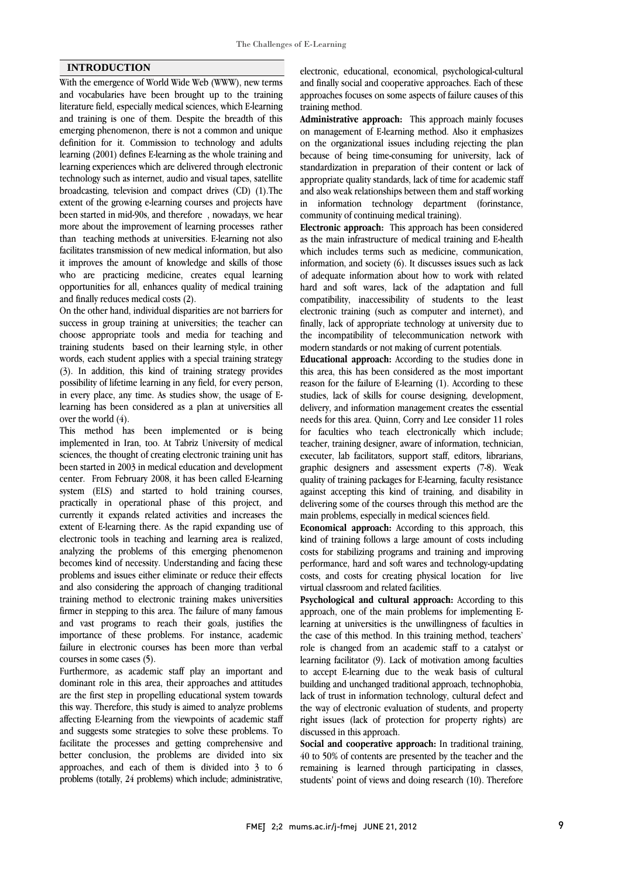## INTRODUCTION

With the emergence of World Wide Web (WWW), new terms and vocabularies have been brought up to the training literature field, especially medical sciences, which E-learning and training is one of them. Despite the breadth of this emerging phenomenon, there is not a common and unique definition for it. Commission to technology and adults learning (2001) defines E-learning as the whole training and learning experiences which are delivered through electronic technology such as internet, audio and visual tapes, satellite broadcasting, television and compact drives (CD) (1).The extent of the growing e-learning courses and projects have been started in mid-90s, and therefore , nowadays, we hear more about the improvement of learning processes rather than teaching methods at universities. E-learning not also facilitates transmission of new medical information, but also it improves the amount of knowledge and skills of those who are practicing medicine, creates equal learning opportunities for all, enhances quality of medical training and finally reduces medical costs (2).

On the other hand, individual disparities are not barriers for success in group training at universities; the teacher can choose appropriate tools and media for teaching and training students based on their learning style, in other words, each student applies with a special training strategy (3). In addition, this kind of training strategy provides possibility of lifetime learning in any field, for every person, in every place, any time. As studies show, the usage of E-learning has been considered as a plan at universities all over the world (4).

This method has been implemented or is being implemented in Iran, too. At Tabriz University of medical sciences, the thought of creating electronic training unit has been started in 2003 in medical education and development center. From February 2008, it has been called E-learning system (ELS) and started to hold training courses, practically in operational phase of this project, and currently it expands related activities and increases the extent of E-learning there. As the rapid expanding use of electronic tools in teaching and learning area is realized, analyzing the problems of this emerging phenomenon becomes kind of necessity. Understanding and facing these problems and issues either eliminate or reduce their effects and also considering the approach of changing traditional training method to electronic training makes universities firmer in stepping to this area. The failure of many famous and vast programs to reach their goals, justifies the importance of these problems. For instance, academic failure in electronic courses has been more than verbal courses in some cases (5).

Furthermore, as academic staff play an important and dominant role in this area, their approaches and attitudes are the first step in propelling educational system towards this way. Therefore, this study is aimed to analyze problems affecting E-learning from the viewpoints of academic staff and suggests some strategies to solve these problems. To facilitate the processes and getting comprehensive and better conclusion, the problems are divided into six approaches, and each of them is divided into 3 to 6 problems (totally, 24 problems) which include; administrative, electronic, educational, economical, psychological-cultural and finally social and cooperative approaches. Each of these approaches focuses on some aspects of failure causes of this training method.

**Administrative approach:** This approach mainly focuses on management of E-learning method. Also it emphasizes on the organizational issues including rejecting the plan because of being time-consuming for university, lack of standardization in preparation of their content or lack of appropriate quality standards, lack of time for academic staff and also weak relationships between them and staff working in information technology department (forinstance, community of continuing medical training).

**Electronic approach:** This approach has been considered as the main infrastructure of medical training and E-health which includes terms such as medicine, communication, information, and society (6). It discusses issues such as lack of adequate information about how to work with related hard and soft wares, lack of the adaptation and full compatibility, inaccessibility of students to the least electronic training (such as computer and internet), and finally, lack of appropriate technology at university due to the incompatibility of telecommunication network with modern standards or not making of current potentials.

**Educational approach:** According to the studies done in this area, this has been considered as the most important reason for the failure of E-learning (1). According to these studies, lack of skills for course designing, development, delivery, and information management creates the essential needs for this area. Quinn, Corry and Lee consider 11 roles for faculties who teach electronically which include; teacher, training designer, aware of information, technician, executer, lab facilitators, support staff, editors, librarians, graphic designers and assessment experts (7-8). Weak quality of training packages for E-learning, faculty resistance against accepting this kind of training, and disability in delivering some of the courses through this method are the main problems, especially in medical sciences field.

**Economical approach:** According to this approach, this kind of training follows a large amount of costs including costs for stabilizing programs and training and improving performance, hard and soft wares and technology-updating costs, and costs for creating physical location for live virtual classroom and related facilities.

**Psychological and cultural approach:** According to this approach, one of the main problems for implementing E-learning at universities is the unwillingness of faculties in the case of this method. In this training method, teachers' role is changed from an academic staff to a catalyst or learning facilitator (9). Lack of motivation among faculties to accept E-learning due to the weak basis of cultural building and unchanged traditional approach, technophobia, lack of trust in information technology, cultural defect and the way of electronic evaluation of students, and property right issues (lack of protection for property rights) are discussed in this approach.

**Social and cooperative approach:** In traditional training, 40 to 50% of contents are presented by the teacher and the remaining is learned through participating in classes, students' point of views and doing research (10). Therefore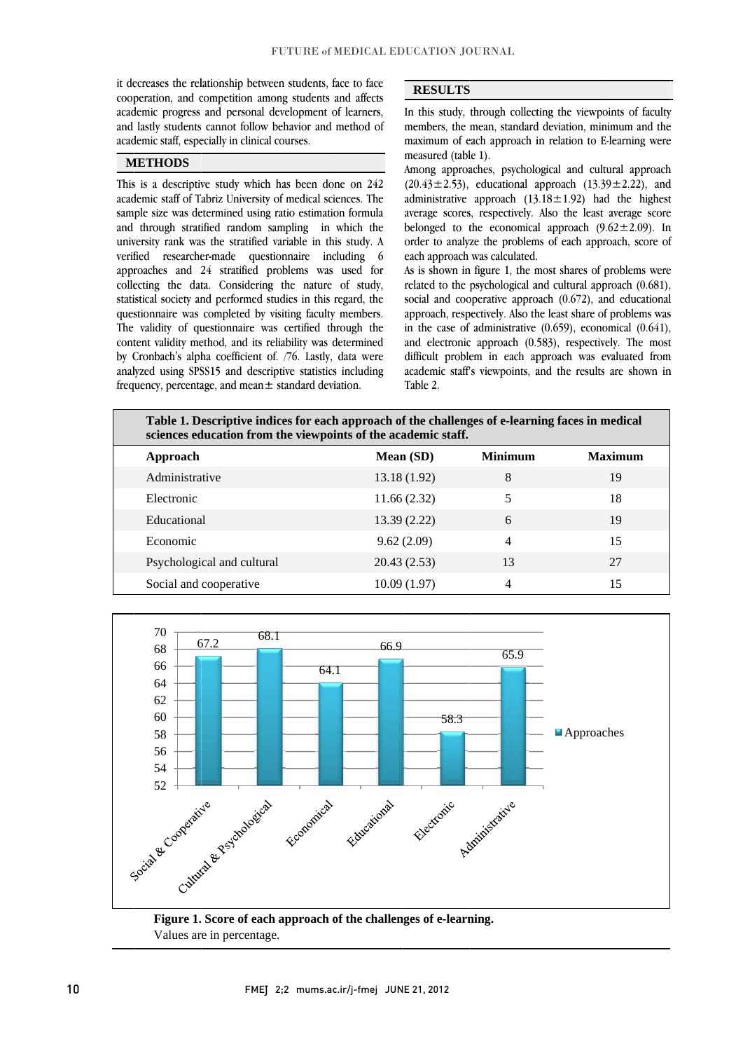it decreases the relationship between students, face to face cooperation, and competition among students and affects academic progress and personal development of learners, and lastly students cannot follow behavior and method of academic staff, especially in clinical courses.

## METHODS

This is a descriptive study which has been done on 242 academic staff of Tabriz University of medical sciences. The sample size was determined using ratio estimation formula and through stratified random sampling in which the university rank was the stratified variable in this study. A verified researcher-made questionnaire including 6 approaches and 24 stratified problems was used for collecting the data. Considering the nature of study, statistical society and performed studies in this regard, the questionnaire was completed by visiting faculty members. The validity of questionnaire was certified through the content validity method, and its reliability was determined by Cronbach's alpha coefficient of. /76. Lastly, data were analyzed using SPSS15 and descriptive statistics including frequency, percentage, and mean± standard deviation.

## RESULTS

In this study, through collecting the viewpoints of faculty members, the mean, standard deviation, minimum and the maximum of each approach in relation to E-learning were measured (table 1).

Among approaches, psychological and cultural approach (20.43±2.53), educational approach (13.39±2.22), and administrative approach (13.18±1.92) had the highest average scores, respectively. Also the least average score belonged to the economical approach (9.62±2.09). In order to analyze the problems of each approach, score of each approach was calculated.

As is shown in figure 1, the most shares of problems were related to the psychological and cultural approach (0.681), social and cooperative approach (0.672), and educational approach, respectively. Also the least share of problems was in the case of administrative (0.659), economical (0.641), and electronic approach (0.583), respectively. The most difficult problem in each approach was evaluated from academic staff's viewpoints, and the results are shown in Table 2.

**Table 1. Descriptive indices for each approach of the challenges of e-learning faces in medical sciences education from the viewpoints of the academic staff.**

| Approach | Mean (SD) | Minimum | Maximum |
|---|---|---|---|
| Administrative | 13.18 (1.92) | 8 | 19 |
| Electronic | 11.66 (2.32) | 5 | 18 |
| Educational | 13.39 (2.22) | 6 | 19 |
| Economic | 9.62 (2.09) | 4 | 15 |
| Psychological and cultural | 20.43 (2.53) | 13 | 27 |
| Social and cooperative | 10.09 (1.97) | 4 | 15 |

| Approach | Score (%) |
|---|---|
| Social & Cooperative | 67.2 |
| Cultural & Psychological | 68.1 |
| Economical | 64.1 |
| Educational | 66.9 |
| Electronic | 58.3 |
| Administrative | 65.9 |

**Figure 1. Score of each approach of the challenges of e-learning.**
Values are in percentage.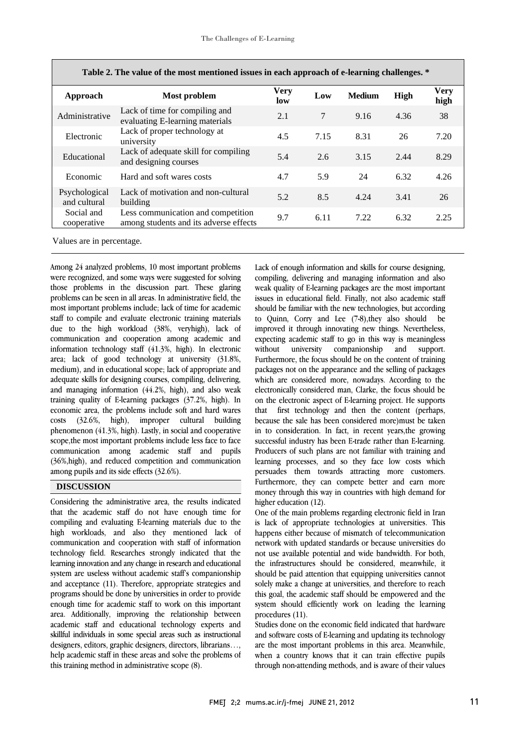**Table 2. The value of the most mentioned issues in each approach of e-learning challenges. ***

| Approach | Most problem | Very low | Low | Medium | High | Very high |
|---|---|---|---|---|---|---|
| Administrative | Lack of time for compiling and evaluating E-learning materials | 2.1 | 7 | 9.16 | 4.36 | 38 |
| Electronic | Lack of proper technology at university | 4.5 | 7.15 | 8.31 | 26 | 7.20 |
| Educational | Lack of adequate skill for compiling and designing courses | 5.4 | 2.6 | 3.15 | 2.44 | 8.29 |
| Economic | Hard and soft wares costs | 4.7 | 5.9 | 24 | 6.32 | 4.26 |
| Psychological and cultural | Lack of motivation and non-cultural building | 5.2 | 8.5 | 4.24 | 3.41 | 26 |
| Social and cooperative | Less communication and competition among students and its adverse effects | 9.7 | 6.11 | 7.22 | 6.32 | 2.25 |

Values are in percentage.

Among 24 analyzed problems, 10 most important problems were recognized, and some ways were suggested for solving those problems in the discussion part. These glaring problems can be seen in all areas. In administrative field, the most important problems include; lack of time for academic staff to compile and evaluate electronic training materials due to the high workload (38%, veryhigh), lack of communication and cooperation among academic and information technology staff (41.3%, high). In electronic area; lack of good technology at university (31.8%, medium), and in educational scope; lack of appropriate and adequate skills for designing courses, compiling, delivering, and managing information (44.2%, high), and also weak training quality of E-learning packages (37.2%, high). In economic area, the problems include soft and hard wares costs (32.6%, high), improper cultural building phenomenon (41.3%, high). Lastly, in social and cooperative scope,the most important problems include less face to face communication among academic staff and pupils (36%,high), and reduced competition and communication among pupils and its side effects (32.6%).

## DISCUSSION

Considering the administrative area, the results indicated that the academic staff do not have enough time for compiling and evaluating E-learning materials due to the high workloads, and also they mentioned lack of communication and cooperation with staff of information technology field. Researches strongly indicated that the learning innovation and any change in research and educational system are useless without academic staff's companionship and acceptance (11). Therefore, appropriate strategies and programs should be done by universities in order to provide enough time for academic staff to work on this important area. Additionally, improving the relationship between academic staff and educational technology experts and skillful individuals in some special areas such as instructional designers, editors, graphic designers, directors, librarians…, help academic staff in these areas and solve the problems of this training method in administrative scope (8).

Lack of enough information and skills for course designing, compiling, delivering and managing information and also weak quality of E-learning packages are the most important issues in educational field. Finally, not also academic staff should be familiar with the new technologies, but according to Quinn, Corry and Lee (7-8),they also should be improved it through innovating new things. Nevertheless, expecting academic staff to go in this way is meaningless without university companionship and support. Furthermore, the focus should be on the content of training packages not on the appearance and the selling of packages which are considered more, nowadays. According to the electronically considered man, Clarke, the focus should be on the electronic aspect of E-learning project. He supports that first technology and then the content (perhaps, because the sale has been considered more)must be taken in to consideration. In fact, in recent years,the growing successful industry has been E-trade rather than E-learning. Producers of such plans are not familiar with training and learning processes, and so they face low costs which persuades them towards attracting more customers. Furthermore, they can compete better and earn more money through this way in countries with high demand for higher education (12).

One of the main problems regarding electronic field in Iran is lack of appropriate technologies at universities. This happens either because of mismatch of telecommunication network with updated standards or because universities do not use available potential and wide bandwidth. For both, the infrastructures should be considered, meanwhile, it should be paid attention that equipping universities cannot solely make a change at universities, and therefore to reach this goal, the academic staff should be empowered and the system should efficiently work on leading the learning procedures (11).

Studies done on the economic field indicated that hardware and software costs of E-learning and updating its technology are the most important problems in this area. Meanwhile, when a country knows that it can train effective pupils through non-attending methods, and is aware of their values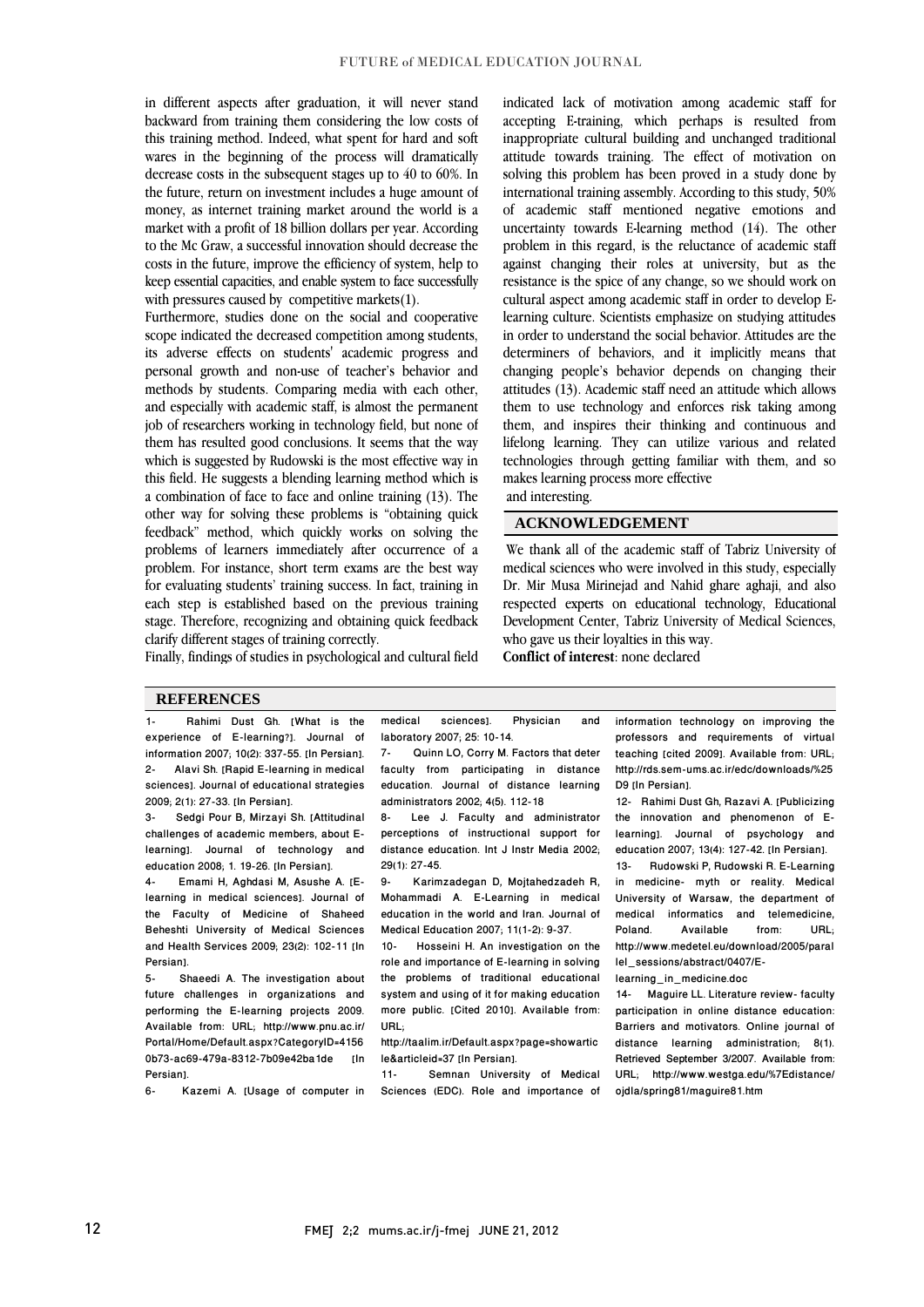in different aspects after graduation, it will never stand backward from training them considering the low costs of this training method. Indeed, what spent for hard and soft wares in the beginning of the process will dramatically decrease costs in the subsequent stages up to 40 to 60%. In the future, return on investment includes a huge amount of money, as internet training market around the world is a market with a profit of 18 billion dollars per year. According to the Mc Graw, a successful innovation should decrease the costs in the future, improve the efficiency of system, help to keep essential capacities, and enable system to face successfully with pressures caused by competitive markets(1).

Furthermore, studies done on the social and cooperative scope indicated the decreased competition among students, its adverse effects on students' academic progress and personal growth and non-use of teacher's behavior and methods by students. Comparing media with each other, and especially with academic staff, is almost the permanent job of researchers working in technology field, but none of them has resulted good conclusions. It seems that the way which is suggested by Rudowski is the most effective way in this field. He suggests a blending learning method which is a combination of face to face and online training (13). The other way for solving these problems is "obtaining quick feedback" method, which quickly works on solving the problems of learners immediately after occurrence of a problem. For instance, short term exams are the best way for evaluating students' training success. In fact, training in each step is established based on the previous training stage. Therefore, recognizing and obtaining quick feedback clarify different stages of training correctly.

Finally, findings of studies in psychological and cultural field indicated lack of motivation among academic staff for accepting E-training, which perhaps is resulted from inappropriate cultural building and unchanged traditional attitude towards training. The effect of motivation on solving this problem has been proved in a study done by international training assembly. According to this study, 50% of academic staff mentioned negative emotions and uncertainty towards E-learning method (14). The other problem in this regard, is the reluctance of academic staff against changing their roles at university, but as the resistance is the spice of any change, so we should work on cultural aspect among academic staff in order to develop E-learning culture. Scientists emphasize on studying attitudes in order to understand the social behavior. Attitudes are the determiners of behaviors, and it implicitly means that changing people's behavior depends on changing their attitudes (13). Academic staff need an attitude which allows them to use technology and enforces risk taking among them, and inspires their thinking and continuous and lifelong learning. They can utilize various and related technologies through getting familiar with them, and so makes learning process more effective and interesting.

## ACKNOWLEDGEMENT

We thank all of the academic staff of Tabriz University of medical sciences who were involved in this study, especially Dr. Mir Musa Mirinejad and Nahid ghare aghaji, and also respected experts on educational technology, Educational Development Center, Tabriz University of Medical Sciences, who gave us their loyalties in this way.

**Conflict of interest**: none declared

## REFERENCES

1- Rahimi Dust Gh. [What is the experience of E-learning?]. Journal of information 2007; 10(2): 337-55. [In Persian].

2- Alavi Sh. [Rapid E-learning in medical sciences]. Journal of educational strategies 2009; 2(1): 27-33. [In Persian].

3- Sedgi Pour B, Mirzayi Sh. [Attitudinal challenges of academic members, about E-learning]. Journal of technology and education 2008; 1. 19-26. [In Persian].

4- Emami H, Aghdasi M, Asushe A. [E-learning in medical sciences]. Journal of the Faculty of Medicine of Shaheed Beheshti University of Medical Sciences and Health Services 2009; 23(2): 102-11 [In Persian].

5- Shaeedi A. The investigation about future challenges in organizations and performing the E-learning projects 2009. Available from: URL; http://www.pnu.ac.ir/Portal/Home/Default.aspx?CategoryID=4156 0b73-ac69-479a-8312-7b09e42ba1de [In Persian].

6- Kazemi A. [Usage of computer in medical sciences]. Physician and laboratory 2007; 25: 10-14.

7- Quinn LO, Corry M. Factors that deter faculty from participating in distance education. Journal of distance learning administrators 2002; 4(5). 112-18

8- Lee J. Faculty and administrator perceptions of instructional support for distance education. Int J Instr Media 2002; 29(1): 27-45.

9- Karimzadegan D, Mojtahedzadeh R, Mohammadi A. E-Learning in medical education in the world and Iran. Journal of Medical Education 2007; 11(1-2): 9-37.

10- Hosseini H. An investigation on the role and importance of E-learning in solving the problems of traditional educational system and using of it for making education more public. [Cited 2010]. Available from: URL; http://taalim.ir/Default.aspx?page=showarticle&articleid=37 [In Persian].

11- Semnan University of Medical Sciences (EDC). Role and importance of information technology on improving the professors and requirements of virtual teaching [cited 2009]. Available from: URL; http://rds.sem-ums.ac.ir/edc/downloads/%25D9 [In Persian].

12- Rahimi Dust Gh, Razavi A. [Publicizing the innovation and phenomenon of E-learning]. Journal of psychology and education 2007; 13(4): 127-42. [In Persian].

13- Rudowski P, Rudowski R. E-Learning in medicine- myth or reality. Medical University of Warsaw, the department of medical informatics and telemedicine, Poland. Available from: URL; http://www.medetel.eu/download/2005/parallel_sessions/abstract/0407/E-learning_in_medicine.doc

14- Maguire LL. Literature review- faculty participation in online distance education: Barriers and motivators. Online journal of distance learning administration; 8(1). Retrieved September 3/2007. Available from: URL; http://www.westga.edu/%7Edistance/ojdla/spring81/maguire81.htm